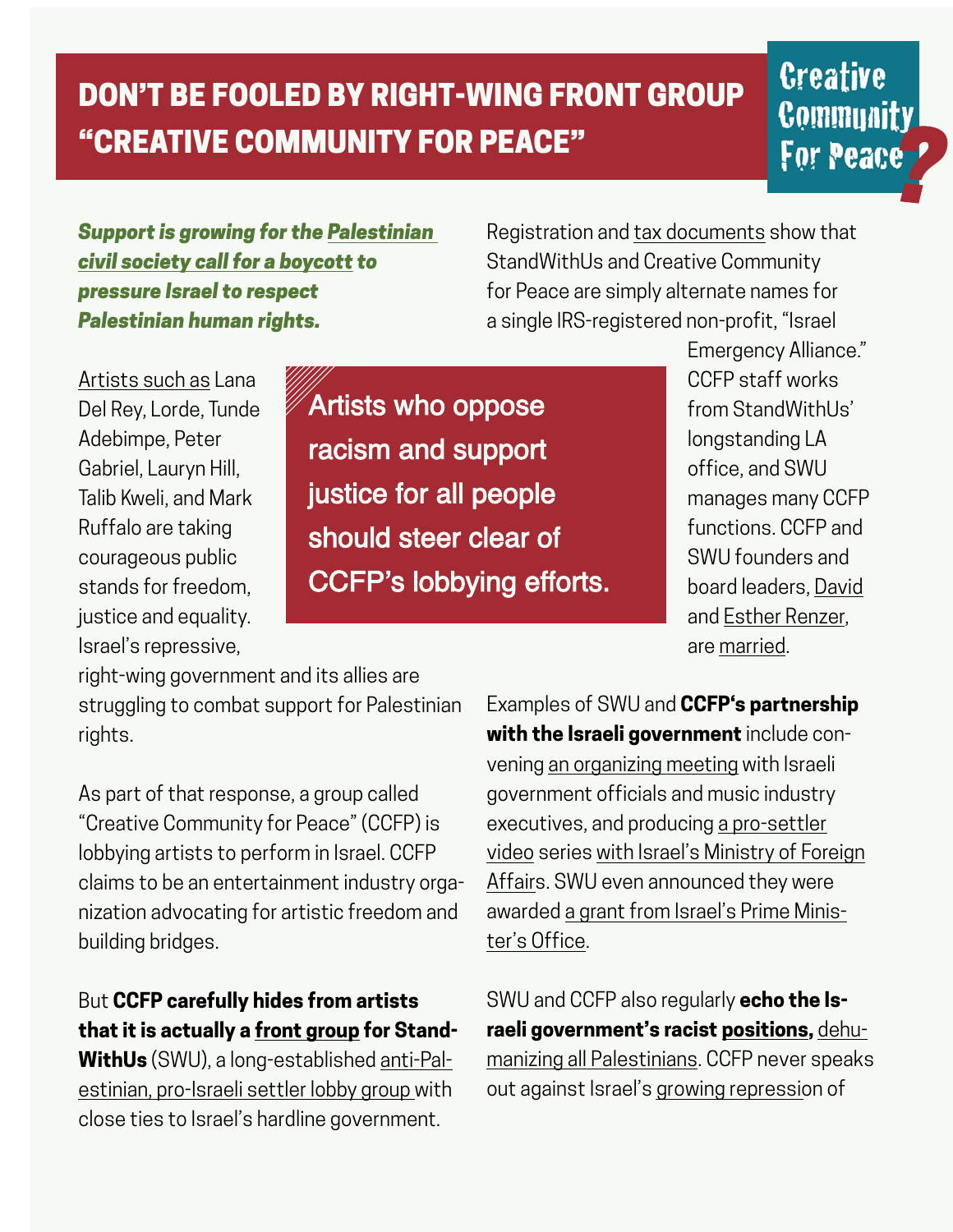# DON'T BE FOOLED BY RIGHT-WING FRONT GROUP "CREATIVE COMMUNITY FOR PEACE"

Creative Community For Peace?

***Support is growing for the Palestinian civil society call for a boycott to pressure Israel to respect Palestinian human rights.***

Artists such as Lana Del Rey, Lorde, Tunde Adebimpe, Peter Gabriel, Lauryn Hill, Talib Kweli, and Mark Ruffalo are taking courageous public stands for freedom, justice and equality. Israel's repressive, right-wing government and its allies are struggling to combat support for Palestinian rights.

> Artists who oppose racism and support justice for all people should steer clear of CCFP's lobbying efforts.

As part of that response, a group called "Creative Community for Peace" (CCFP) is lobbying artists to perform in Israel. CCFP claims to be an entertainment industry organization advocating for artistic freedom and building bridges.

But **CCFP carefully hides from artists that it is actually a front group for StandWithUs** (SWU), a long-established anti-Palestinian, pro-Israeli settler lobby group with close ties to Israel's hardline government.

Registration and tax documents show that StandWithUs and Creative Community for Peace are simply alternate names for a single IRS-registered non-profit, "Israel Emergency Alliance." CCFP staff works from StandWithUs' longstanding LA office, and SWU manages many CCFP functions. CCFP and SWU founders and board leaders, David and Esther Renzer, are married.

Examples of SWU and **CCFP's partnership with the Israeli government** include convening an organizing meeting with Israeli government officials and music industry executives, and producing a pro-settler video series with Israel's Ministry of Foreign Affairs. SWU even announced they were awarded a grant from Israel's Prime Minister's Office.

SWU and CCFP also regularly **echo the Israeli government's racist positions,** dehumanizing all Palestinians. CCFP never speaks out against Israel's growing repression of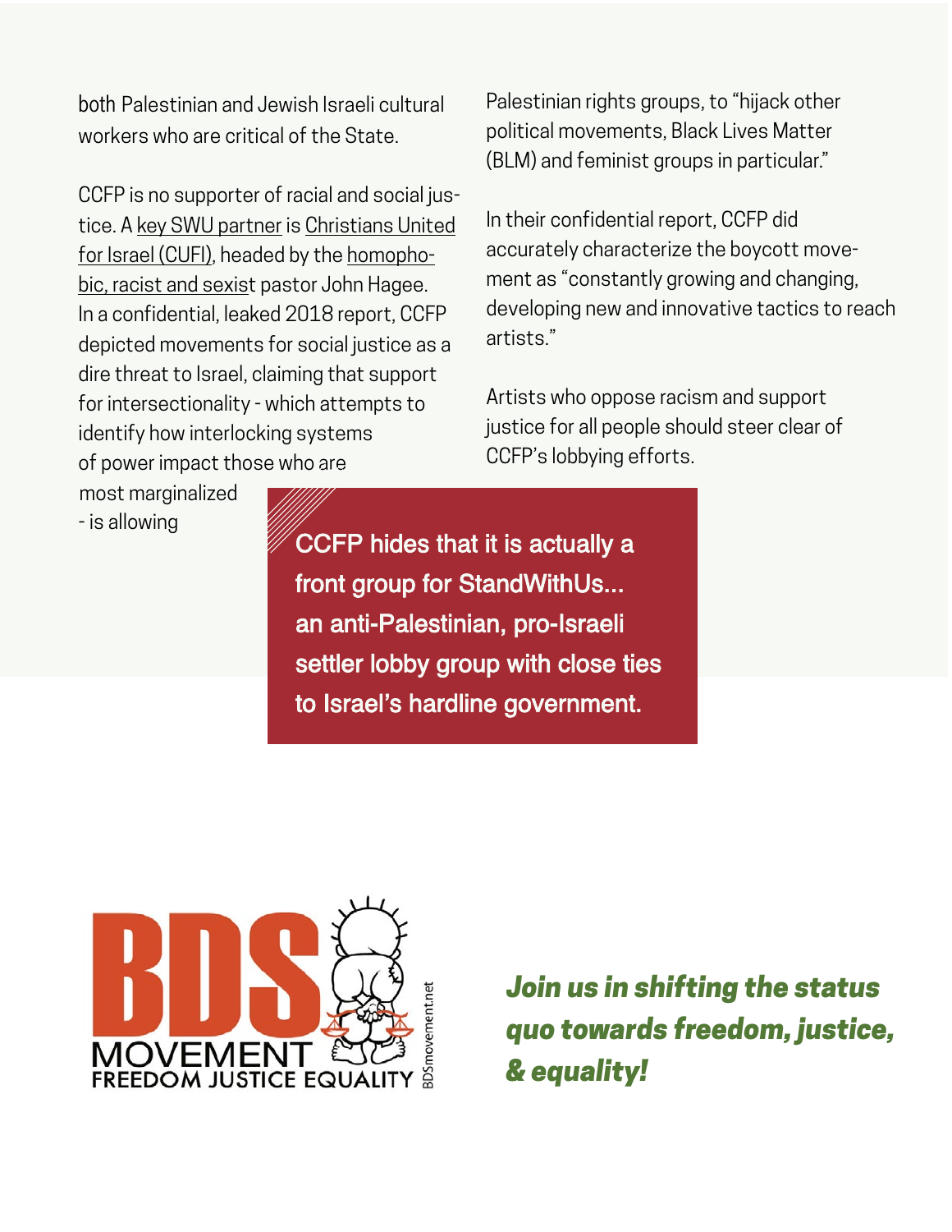both Palestinian and Jewish Israeli cultural workers who are critical of the State.

CCFP is no supporter of racial and social justice. A key SWU partner is Christians United for Israel (CUFI), headed by the homophobic, racist and sexist pastor John Hagee. In a confidential, leaked 2018 report, CCFP depicted movements for social justice as a dire threat to Israel, claiming that support for intersectionality - which attempts to identify how interlocking systems of power impact those who are most marginalized - is allowing Palestinian rights groups, to "hijack other political movements, Black Lives Matter (BLM) and feminist groups in particular."

In their confidential report, CCFP did accurately characterize the boycott movement as "constantly growing and changing, developing new and innovative tactics to reach artists."

Artists who oppose racism and support justice for all people should steer clear of CCFP's lobbying efforts.

**CCFP hides that it is actually a front group for StandWithUs... an anti-Palestinian, pro-Israeli settler lobby group with close ties to Israel's hardline government.**

BDS MOVEMENT
FREEDOM JUSTICE EQUALITY
BDSmovement.net

***Join us in shifting the status quo towards freedom, justice, & equality!***